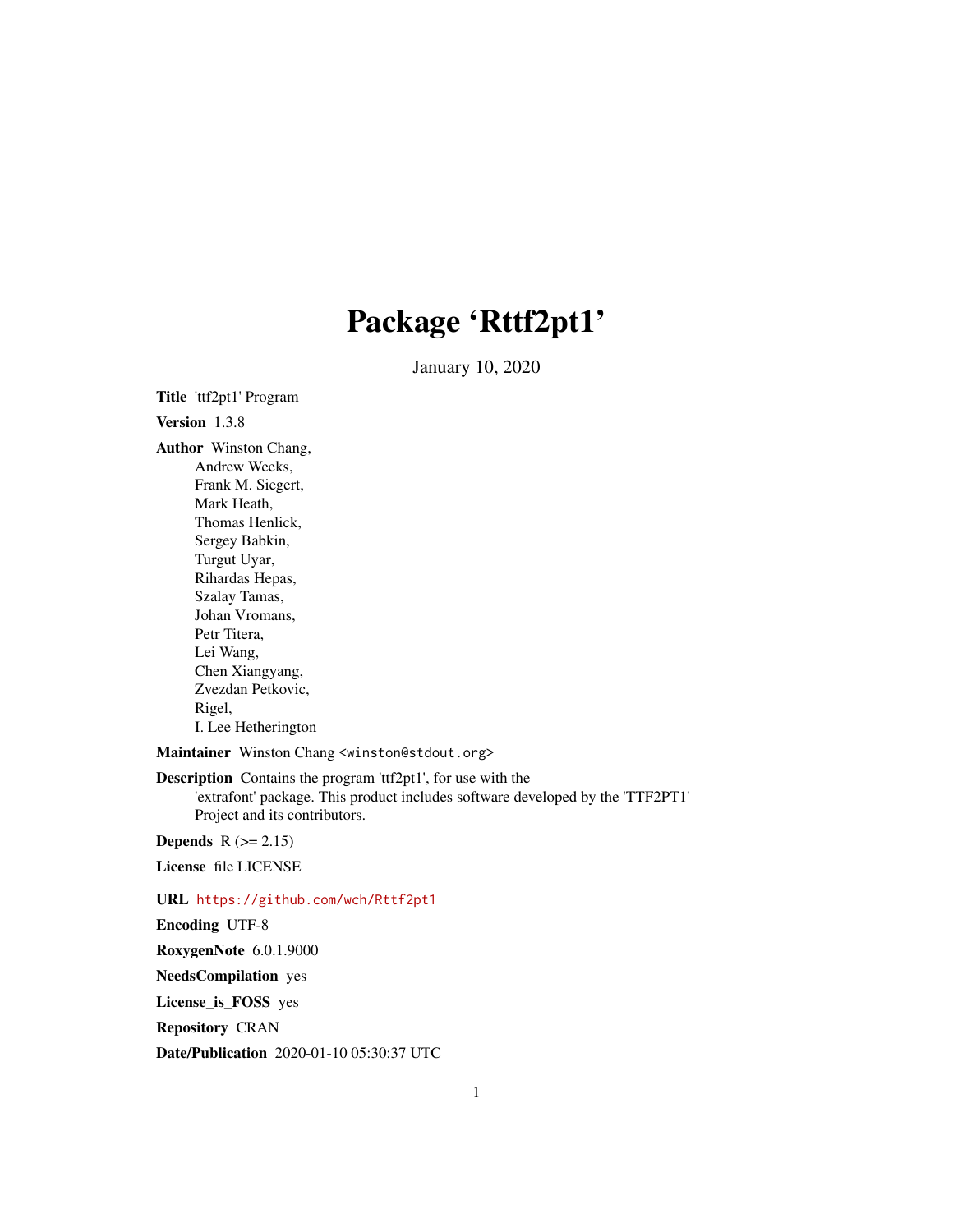# Package 'Rttf2pt1'

January 10, 2020

**Title** 'ttf2pt1' Program

**Version** 1.3.8

**Author** Winston Chang,
Andrew Weeks,
Frank M. Siegert,
Mark Heath,
Thomas Henlick,
Sergey Babkin,
Turgut Uyar,
Rihardas Hepas,
Szalay Tamas,
Johan Vromans,
Petr Titera,
Lei Wang,
Chen Xiangyang,
Zvezdan Petkovic,
Rigel,
I. Lee Hetherington

**Maintainer** Winston Chang <winston@stdout.org>

**Description** Contains the program 'ttf2pt1', for use with the 'extrafont' package. This product includes software developed by the 'TTF2PT1' Project and its contributors.

**Depends** R (>= 2.15)

**License** file LICENSE

**URL** https://github.com/wch/Rttf2pt1

**Encoding** UTF-8

**RoxygenNote** 6.0.1.9000

**NeedsCompilation** yes

**License_is_FOSS** yes

**Repository** CRAN

**Date/Publication** 2020-01-10 05:30:37 UTC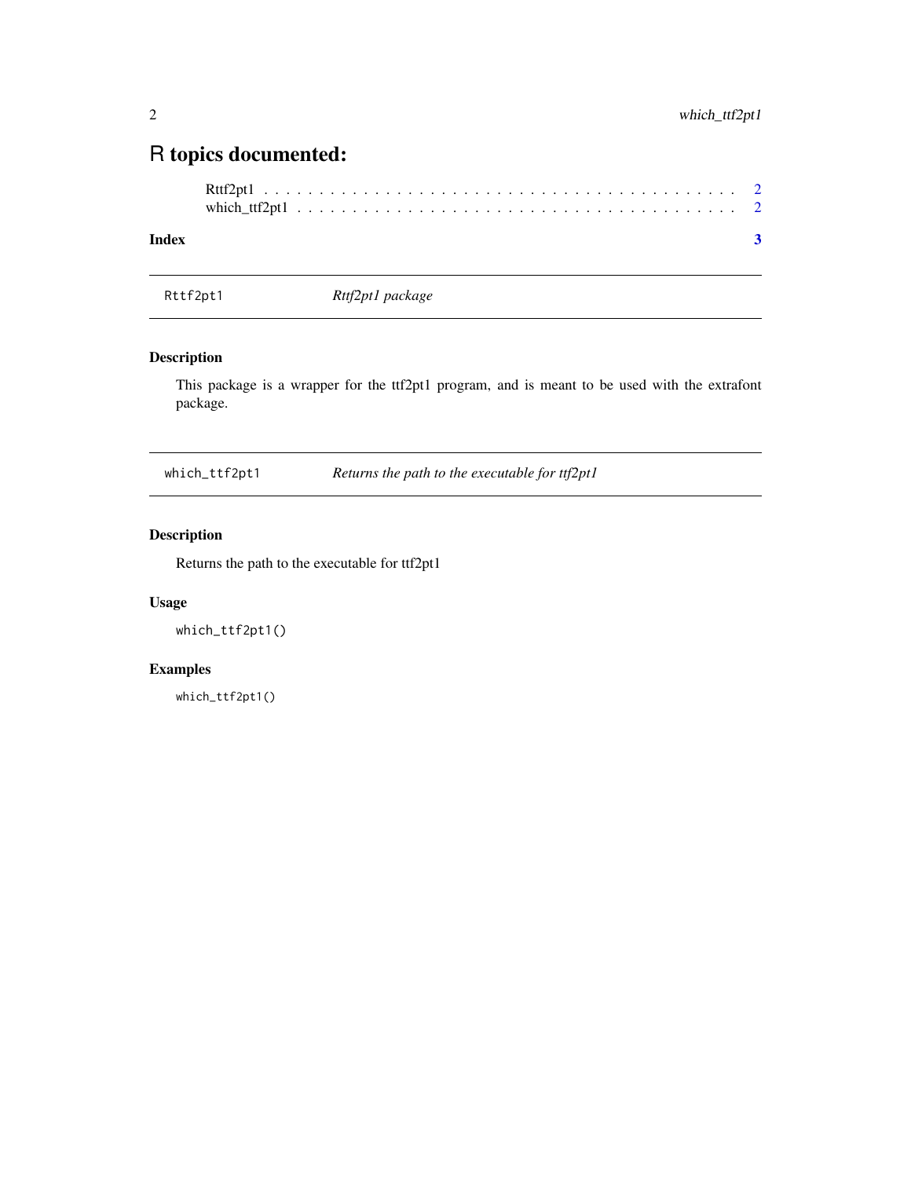# R topics documented:

Rttf2pt1 . . . . . . . . . . . . . . . . . . . . . . . . . . . . . . . . . . . . . . . 2
which_ttf2pt1 . . . . . . . . . . . . . . . . . . . . . . . . . . . . . . . . . . . . 2

**Index** **3**

---

`Rttf2pt1` *Rttf2pt1 package*

---

### Description

This package is a wrapper for the ttf2pt1 program, and is meant to be used with the extrafont package.

---

`which_ttf2pt1` *Returns the path to the executable for ttf2pt1*

---

### Description

Returns the path to the executable for ttf2pt1

### Usage

```
which_ttf2pt1()
```

### Examples

```
which_ttf2pt1()
```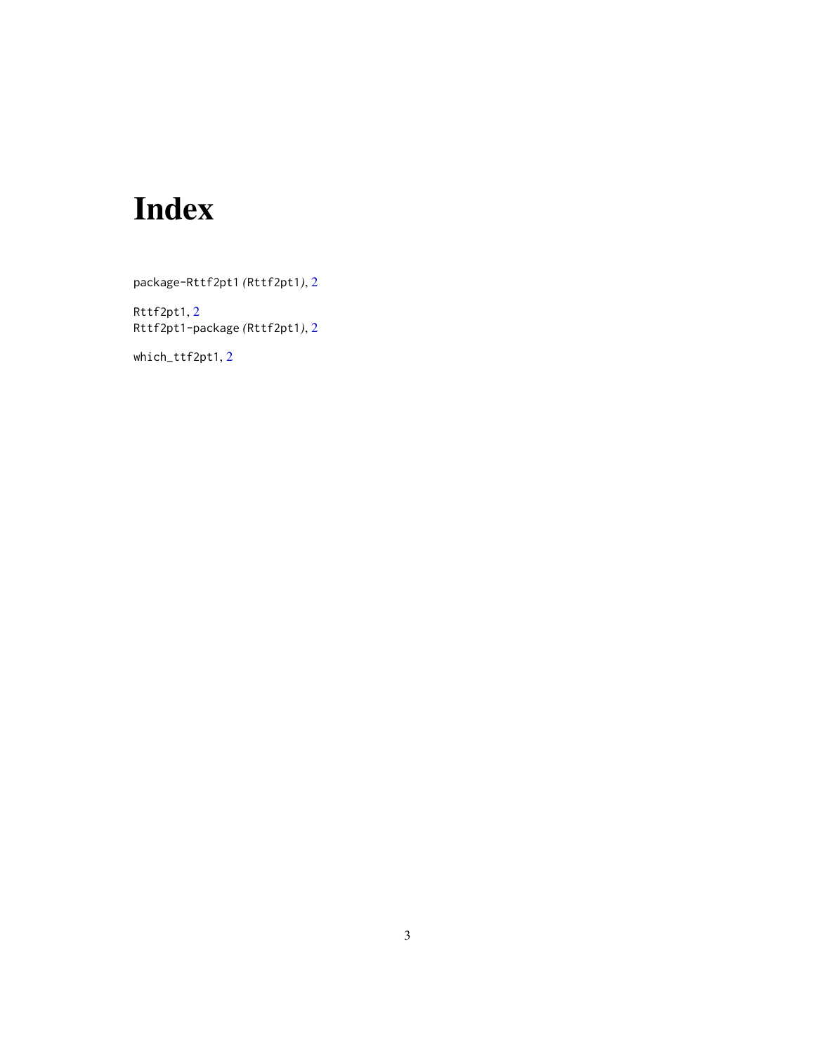# Index

package-Rttf2pt1 *(*Rttf2pt1*)*, 2

Rttf2pt1, 2
Rttf2pt1-package *(*Rttf2pt1*)*, 2

which_ttf2pt1, 2